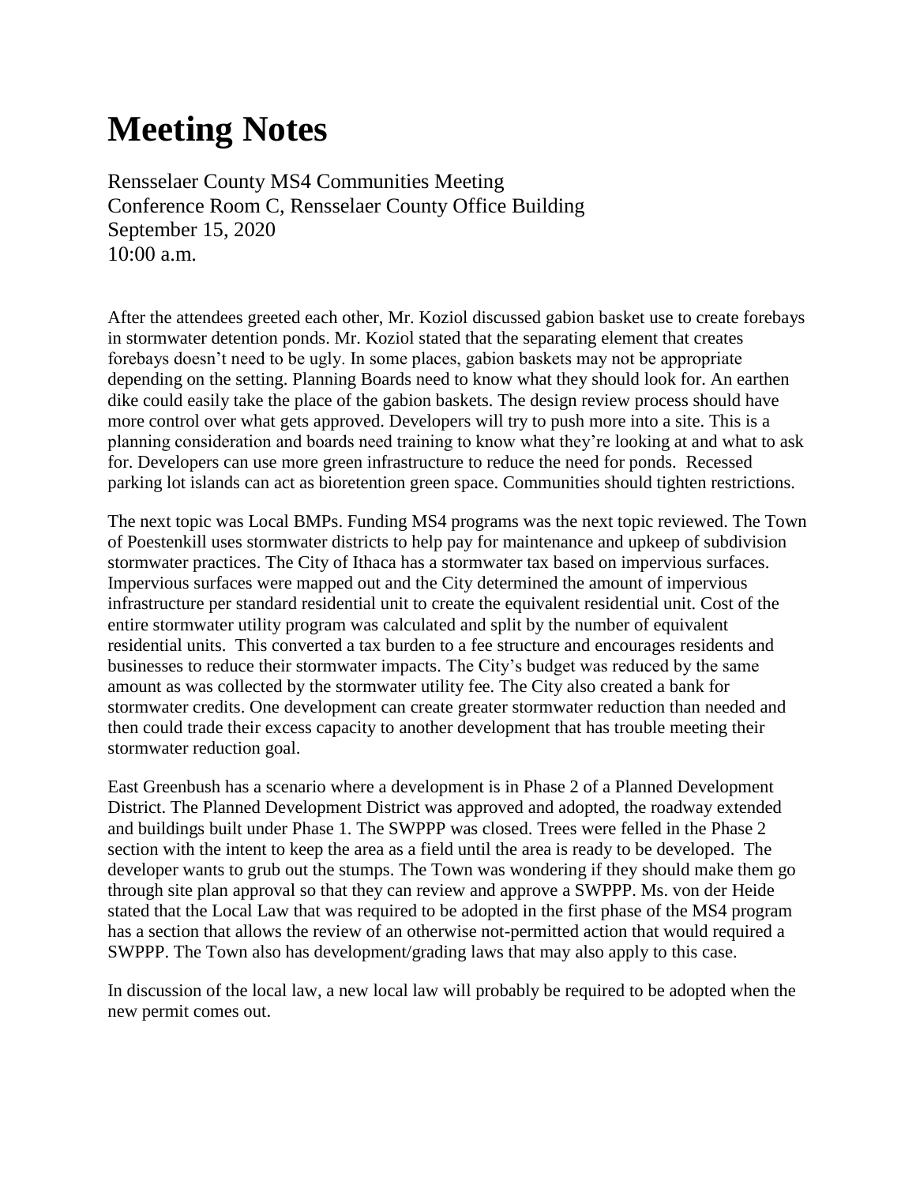# Meeting Notes

Rensselaer County MS4 Communities Meeting
Conference Room C, Rensselaer County Office Building
September 15, 2020
10:00 a.m.

After the attendees greeted each other, Mr. Koziol discussed gabion basket use to create forebays in stormwater detention ponds. Mr. Koziol stated that the separating element that creates forebays doesn't need to be ugly. In some places, gabion baskets may not be appropriate depending on the setting. Planning Boards need to know what they should look for. An earthen dike could easily take the place of the gabion baskets. The design review process should have more control over what gets approved. Developers will try to push more into a site. This is a planning consideration and boards need training to know what they're looking at and what to ask for. Developers can use more green infrastructure to reduce the need for ponds. Recessed parking lot islands can act as bioretention green space. Communities should tighten restrictions.

The next topic was Local BMPs. Funding MS4 programs was the next topic reviewed. The Town of Poestenkill uses stormwater districts to help pay for maintenance and upkeep of subdivision stormwater practices. The City of Ithaca has a stormwater tax based on impervious surfaces. Impervious surfaces were mapped out and the City determined the amount of impervious infrastructure per standard residential unit to create the equivalent residential unit. Cost of the entire stormwater utility program was calculated and split by the number of equivalent residential units. This converted a tax burden to a fee structure and encourages residents and businesses to reduce their stormwater impacts. The City's budget was reduced by the same amount as was collected by the stormwater utility fee. The City also created a bank for stormwater credits. One development can create greater stormwater reduction than needed and then could trade their excess capacity to another development that has trouble meeting their stormwater reduction goal.

East Greenbush has a scenario where a development is in Phase 2 of a Planned Development District. The Planned Development District was approved and adopted, the roadway extended and buildings built under Phase 1. The SWPPP was closed. Trees were felled in the Phase 2 section with the intent to keep the area as a field until the area is ready to be developed. The developer wants to grub out the stumps. The Town was wondering if they should make them go through site plan approval so that they can review and approve a SWPPP. Ms. von der Heide stated that the Local Law that was required to be adopted in the first phase of the MS4 program has a section that allows the review of an otherwise not-permitted action that would required a SWPPP. The Town also has development/grading laws that may also apply to this case.

In discussion of the local law, a new local law will probably be required to be adopted when the new permit comes out.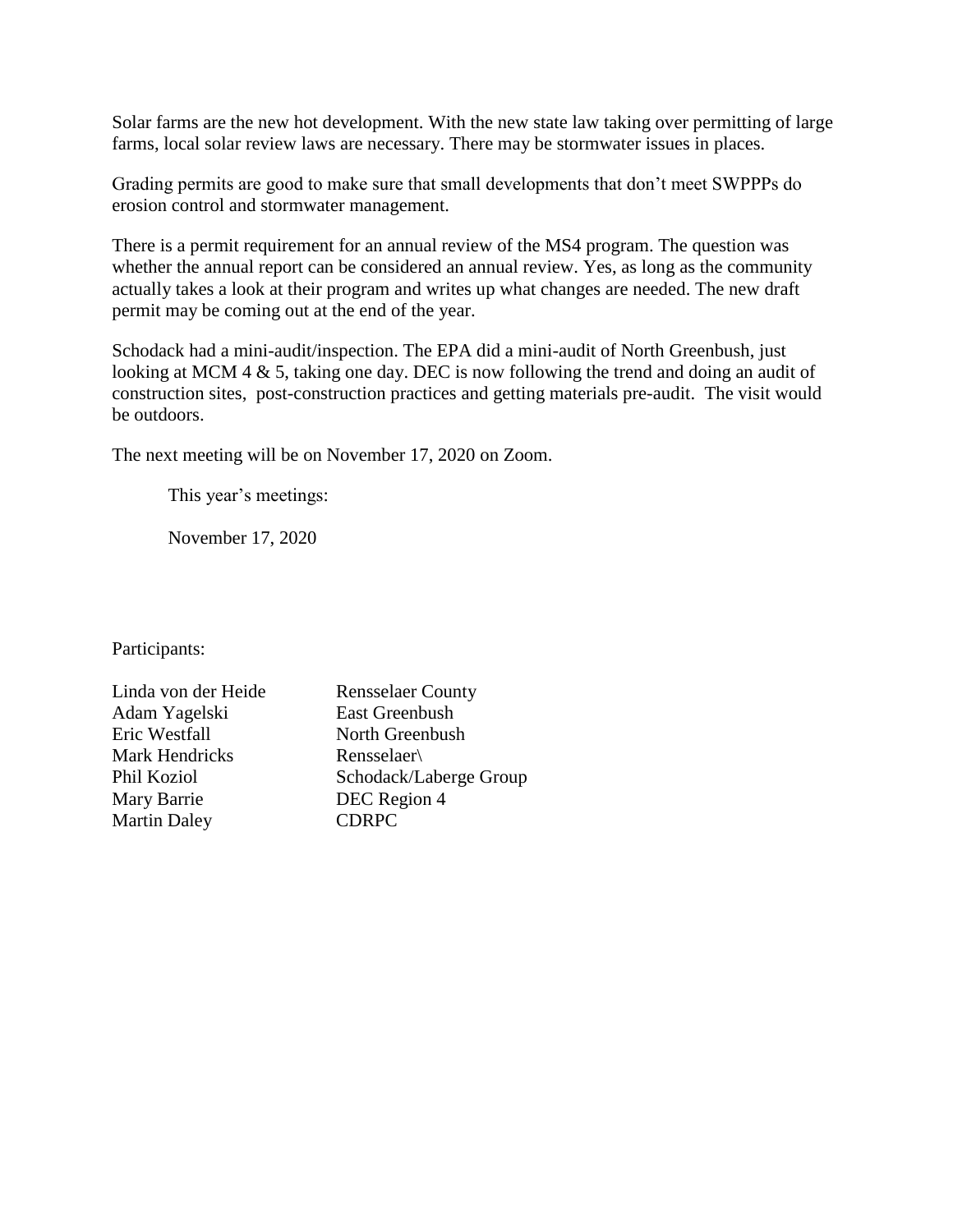Solar farms are the new hot development. With the new state law taking over permitting of large farms, local solar review laws are necessary. There may be stormwater issues in places.

Grading permits are good to make sure that small developments that don't meet SWPPPs do erosion control and stormwater management.

There is a permit requirement for an annual review of the MS4 program. The question was whether the annual report can be considered an annual review. Yes, as long as the community actually takes a look at their program and writes up what changes are needed. The new draft permit may be coming out at the end of the year.

Schodack had a mini-audit/inspection. The EPA did a mini-audit of North Greenbush, just looking at MCM 4 & 5, taking one day. DEC is now following the trend and doing an audit of construction sites, post-construction practices and getting materials pre-audit. The visit would be outdoors.

The next meeting will be on November 17, 2020 on Zoom.

This year's meetings:

November 17, 2020

Participants:

| | |
|---|---|
| Linda von der Heide | Rensselaer County |
| Adam Yagelski | East Greenbush |
| Eric Westfall | North Greenbush |
| Mark Hendricks | Rensselaer\ |
| Phil Koziol | Schodack/Laberge Group |
| Mary Barrie | DEC Region 4 |
| Martin Daley | CDRPC |